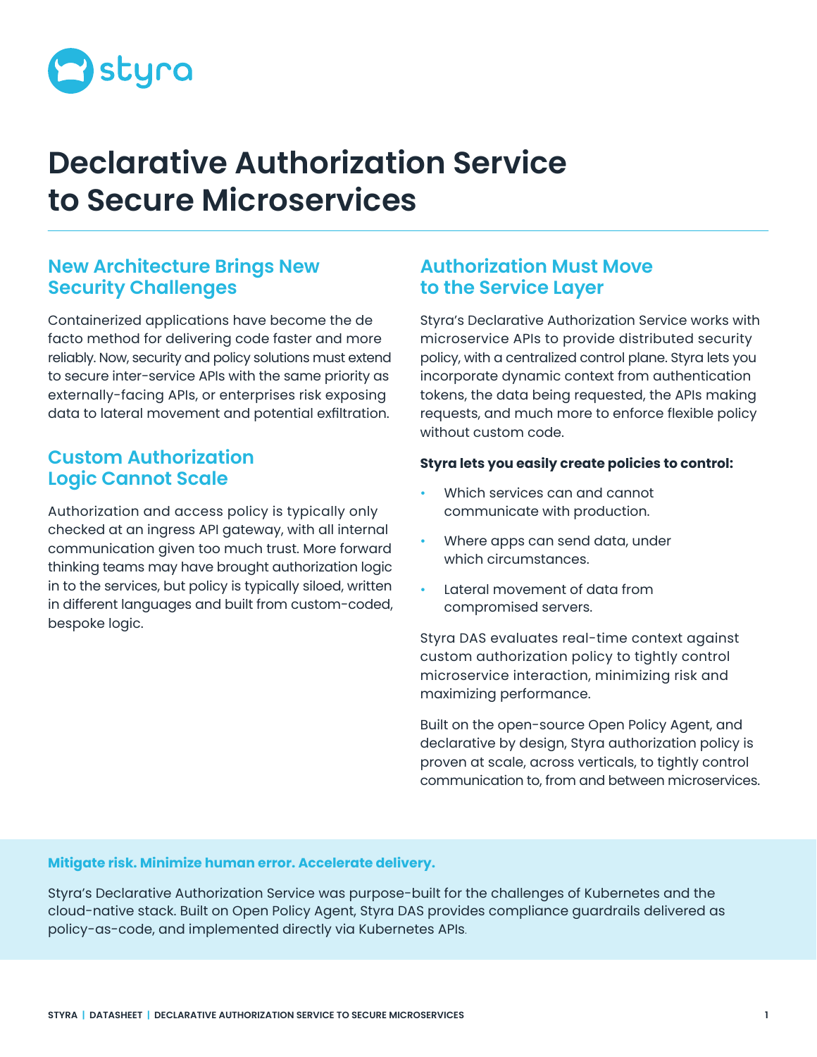# Declarative Authorization Service to Secure Microservices

## New Architecture Brings New Security Challenges

Containerized applications have become the de facto method for delivering code faster and more reliably. Now, security and policy solutions must extend to secure inter-service APIs with the same priority as externally-facing APIs, or enterprises risk exposing data to lateral movement and potential exfiltration.

## Custom Authorization Logic Cannot Scale

Authorization and access policy is typically only checked at an ingress API gateway, with all internal communication given too much trust. More forward thinking teams may have brought authorization logic in to the services, but policy is typically siloed, written in different languages and built from custom-coded, bespoke logic.

## Authorization Must Move to the Service Layer

Styra's Declarative Authorization Service works with microservice APIs to provide distributed security policy, with a centralized control plane. Styra lets you incorporate dynamic context from authentication tokens, the data being requested, the APIs making requests, and much more to enforce flexible policy without custom code.

**Styra lets you easily create policies to control:**

- Which services can and cannot communicate with production.
- Where apps can send data, under which circumstances.
- Lateral movement of data from compromised servers.

Styra DAS evaluates real-time context against custom authorization policy to tightly control microservice interaction, minimizing risk and maximizing performance.

Built on the open-source Open Policy Agent, and declarative by design, Styra authorization policy is proven at scale, across verticals, to tightly control communication to, from and between microservices.

**Mitigate risk. Minimize human error. Accelerate delivery.**

Styra's Declarative Authorization Service was purpose-built for the challenges of Kubernetes and the cloud-native stack. Built on Open Policy Agent, Styra DAS provides compliance guardrails delivered as policy-as-code, and implemented directly via Kubernetes APIs.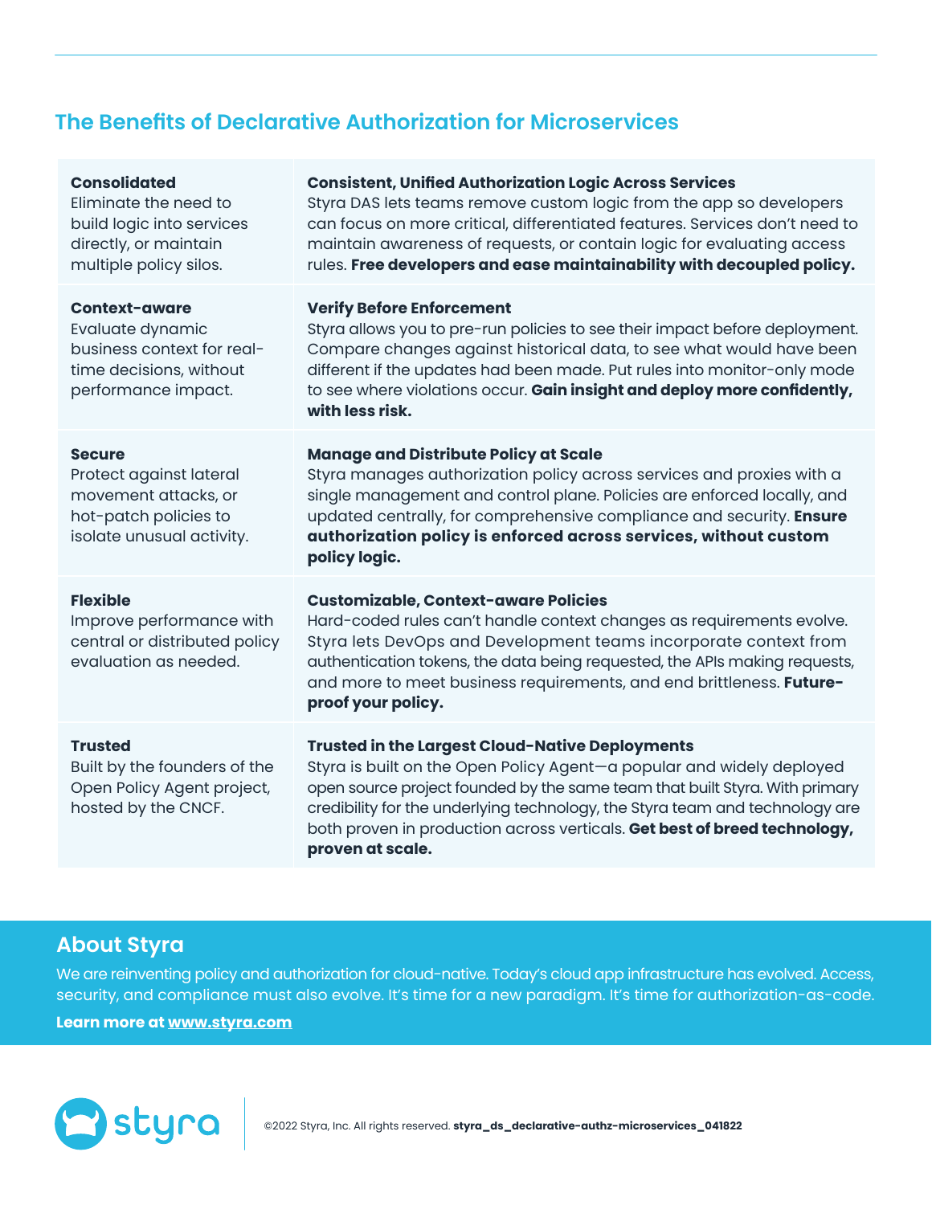## The Benefits of Declarative Authorization for Microservices

| | |
|---|---|
| **Consolidated**<br>Eliminate the need to build logic into services directly, or maintain multiple policy silos. | **Consistent, Unified Authorization Logic Across Services**<br>Styra DAS lets teams remove custom logic from the app so developers can focus on more critical, differentiated features. Services don't need to maintain awareness of requests, or contain logic for evaluating access rules. **Free developers and ease maintainability with decoupled policy.** |
| **Context-aware**<br>Evaluate dynamic business context for real-time decisions, without performance impact. | **Verify Before Enforcement**<br>Styra allows you to pre-run policies to see their impact before deployment. Compare changes against historical data, to see what would have been different if the updates had been made. Put rules into monitor-only mode to see where violations occur. **Gain insight and deploy more confidently, with less risk.** |
| **Secure**<br>Protect against lateral movement attacks, or hot-patch policies to isolate unusual activity. | **Manage and Distribute Policy at Scale**<br>Styra manages authorization policy across services and proxies with a single management and control plane. Policies are enforced locally, and updated centrally, for comprehensive compliance and security. **Ensure authorization policy is enforced across services, without custom policy logic.** |
| **Flexible**<br>Improve performance with central or distributed policy evaluation as needed. | **Customizable, Context-aware Policies**<br>Hard-coded rules can't handle context changes as requirements evolve. Styra lets DevOps and Development teams incorporate context from authentication tokens, the data being requested, the APIs making requests, and more to meet business requirements, and end brittleness. **Future-proof your policy.** |
| **Trusted**<br>Built by the founders of the Open Policy Agent project, hosted by the CNCF. | **Trusted in the Largest Cloud-Native Deployments**<br>Styra is built on the Open Policy Agent—a popular and widely deployed open source project founded by the same team that built Styra. With primary credibility for the underlying technology, the Styra team and technology are both proven in production across verticals. **Get best of breed technology, proven at scale.** |

## About Styra

We are reinventing policy and authorization for cloud-native. Today's cloud app infrastructure has evolved. Access, security, and compliance must also evolve. It's time for a new paradigm. It's time for authorization-as-code.

**Learn more at www.styra.com**

styra

©2022 Styra, Inc. All rights reserved. **styra_ds_declarative-authz-microservices_041822**